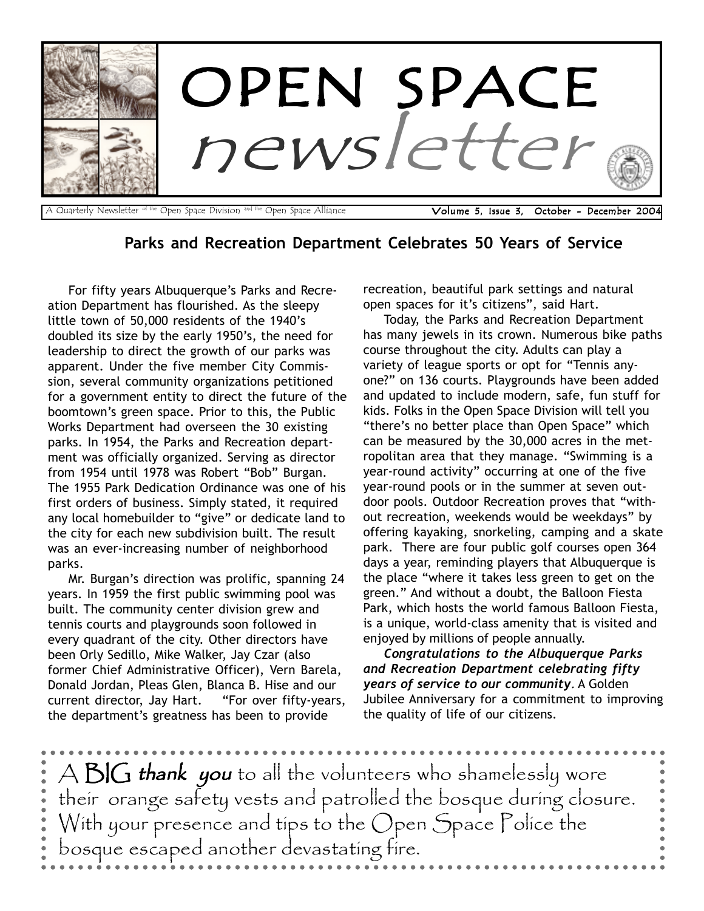# OPEN SPACE newsletter

A Quarterly Newsletter of the Open Space Division and the Open Space Alliance

**Volume 5, Issue 3, October - December 2004**

## Parks and Recreation Department Celebrates 50 Years of Service

For fifty years Albuquerque's Parks and Recreation Department has flourished. As the sleepy little town of 50,000 residents of the 1940's doubled its size by the early 1950's, the need for leadership to direct the growth of our parks was apparent. Under the five member City Commission, several community organizations petitioned for a government entity to direct the future of the boomtown's green space. Prior to this, the Public Works Department had overseen the 30 existing parks. In 1954, the Parks and Recreation department was officially organized. Serving as director from 1954 until 1978 was Robert "Bob" Burgan. The 1955 Park Dedication Ordinance was one of his first orders of business. Simply stated, it required any local homebuilder to "give" or dedicate land to the city for each new subdivision built. The result was an ever-increasing number of neighborhood parks.

Mr. Burgan's direction was prolific, spanning 24 years. In 1959 the first public swimming pool was built. The community center division grew and tennis courts and playgrounds soon followed in every quadrant of the city. Other directors have been Orly Sedillo, Mike Walker, Jay Czar (also former Chief Administrative Officer), Vern Barela, Donald Jordan, Pleas Glen, Blanca B. Hise and our current director, Jay Hart. "For over fifty-years, the department's greatness has been to provide recreation, beautiful park settings and natural open spaces for it's citizens", said Hart.

Today, the Parks and Recreation Department has many jewels in its crown. Numerous bike paths course throughout the city. Adults can play a variety of league sports or opt for "Tennis anyone?" on 136 courts. Playgrounds have been added and updated to include modern, safe, fun stuff for kids. Folks in the Open Space Division will tell you "there's no better place than Open Space" which can be measured by the 30,000 acres in the metropolitan area that they manage. "Swimming is a year-round activity" occurring at one of the five year-round pools or in the summer at seven outdoor pools. Outdoor Recreation proves that "without recreation, weekends would be weekdays" by offering kayaking, snorkeling, camping and a skate park. There are four public golf courses open 364 days a year, reminding players that Albuquerque is the place "where it takes less green to get on the green." And without a doubt, the Balloon Fiesta Park, which hosts the world famous Balloon Fiesta, is a unique, world-class amenity that is visited and enjoyed by millions of people annually.

***Congratulations to the Albuquerque Parks and Recreation Department celebrating fifty years of service to our community***. A Golden Jubilee Anniversary for a commitment to improving the quality of life of our citizens.

A BIG ***thank you*** to all the volunteers who shamelessly wore their orange safety vests and patrolled the bosque during closure. With your presence and tips to the Open Space Police the bosque escaped another devastating fire.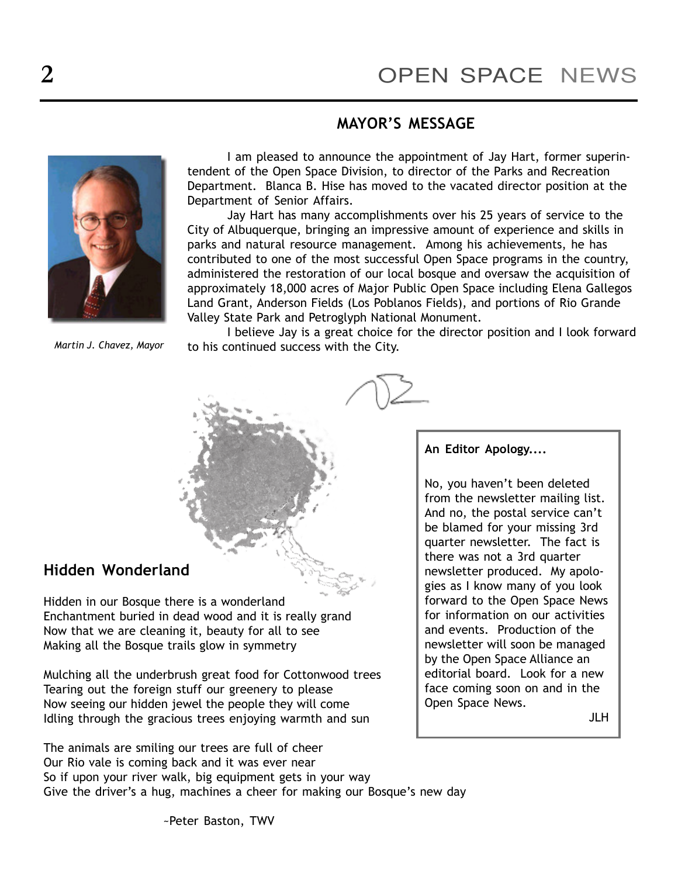## MAYOR'S MESSAGE

*Martin J. Chavez, Mayor*

I am pleased to announce the appointment of Jay Hart, former superintendent of the Open Space Division, to director of the Parks and Recreation Department. Blanca B. Hise has moved to the vacated director position at the Department of Senior Affairs.

Jay Hart has many accomplishments over his 25 years of service to the City of Albuquerque, bringing an impressive amount of experience and skills in parks and natural resource management. Among his achievements, he has contributed to one of the most successful Open Space programs in the country, administered the restoration of our local bosque and oversaw the acquisition of approximately 18,000 acres of Major Public Open Space including Elena Gallegos Land Grant, Anderson Fields (Los Poblanos Fields), and portions of Rio Grande Valley State Park and Petroglyph National Monument.

I believe Jay is a great choice for the director position and I look forward to his continued success with the City.

## Hidden Wonderland

Hidden in our Bosque there is a wonderland
Enchantment buried in dead wood and it is really grand
Now that we are cleaning it, beauty for all to see
Making all the Bosque trails glow in symmetry

Mulching all the underbrush great food for Cottonwood trees
Tearing out the foreign stuff our greenery to please
Now seeing our hidden jewel the people they will come
Idling through the gracious trees enjoying warmth and sun

The animals are smiling our trees are full of cheer
Our Rio vale is coming back and it was ever near
So if upon your river walk, big equipment gets in your way
Give the driver's a hug, machines a cheer for making our Bosque's new day

~Peter Baston, TWV

**An Editor Apology....**

No, you haven't been deleted from the newsletter mailing list. And no, the postal service can't be blamed for your missing 3rd quarter newsletter. The fact is there was not a 3rd quarter newsletter produced. My apologies as I know many of you look forward to the Open Space News for information on our activities and events. Production of the newsletter will soon be managed by the Open Space Alliance an editorial board. Look for a new face coming soon on and in the Open Space News.

JLH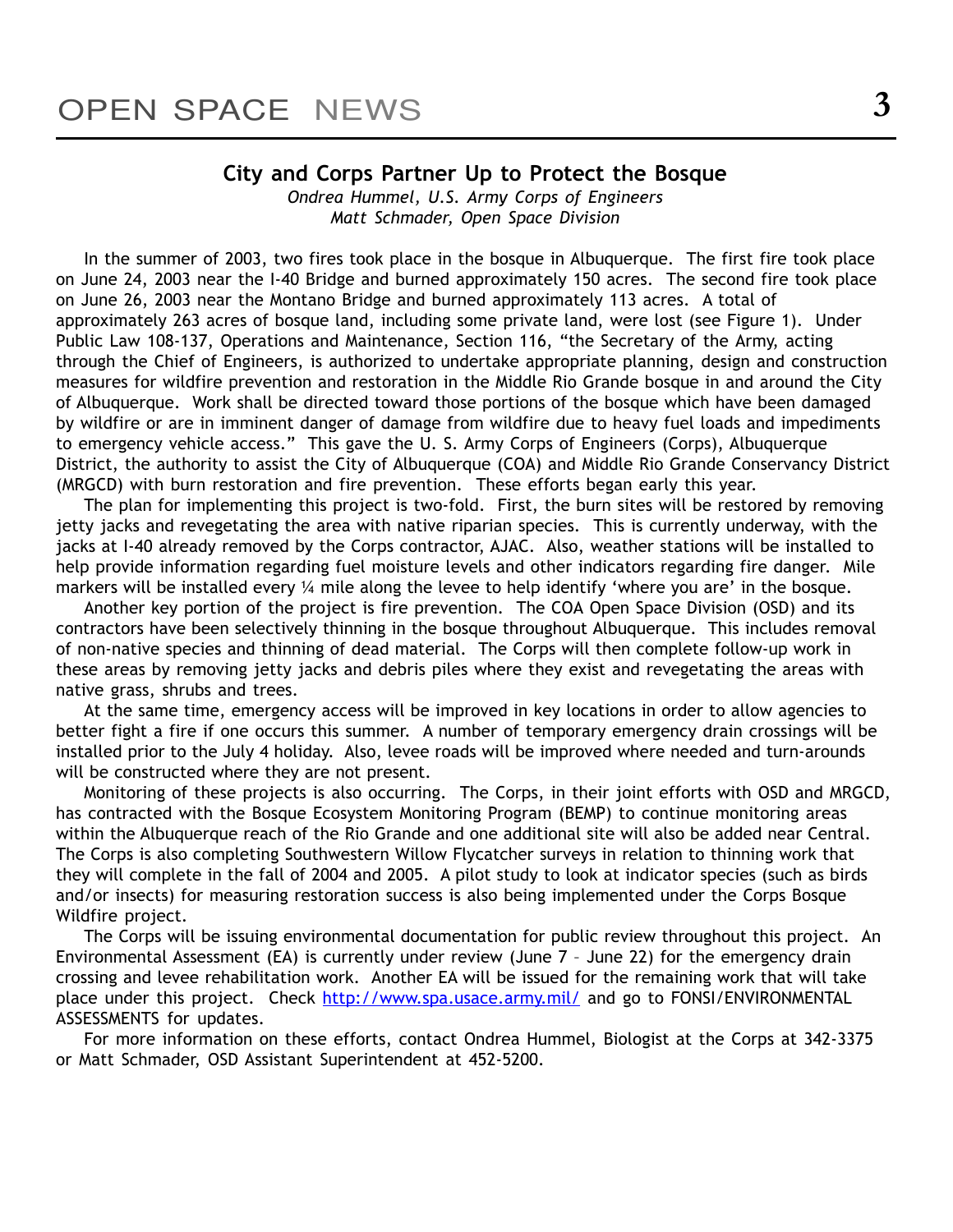## City and Corps Partner Up to Protect the Bosque

*Ondrea Hummel, U.S. Army Corps of Engineers*
*Matt Schmader, Open Space Division*

In the summer of 2003, two fires took place in the bosque in Albuquerque. The first fire took place on June 24, 2003 near the I-40 Bridge and burned approximately 150 acres. The second fire took place on June 26, 2003 near the Montano Bridge and burned approximately 113 acres. A total of approximately 263 acres of bosque land, including some private land, were lost (see Figure 1). Under Public Law 108-137, Operations and Maintenance, Section 116, "the Secretary of the Army, acting through the Chief of Engineers, is authorized to undertake appropriate planning, design and construction measures for wildfire prevention and restoration in the Middle Rio Grande bosque in and around the City of Albuquerque. Work shall be directed toward those portions of the bosque which have been damaged by wildfire or are in imminent danger of damage from wildfire due to heavy fuel loads and impediments to emergency vehicle access." This gave the U. S. Army Corps of Engineers (Corps), Albuquerque District, the authority to assist the City of Albuquerque (COA) and Middle Rio Grande Conservancy District (MRGCD) with burn restoration and fire prevention. These efforts began early this year.

The plan for implementing this project is two-fold. First, the burn sites will be restored by removing jetty jacks and revegetating the area with native riparian species. This is currently underway, with the jacks at I-40 already removed by the Corps contractor, AJAC. Also, weather stations will be installed to help provide information regarding fuel moisture levels and other indicators regarding fire danger. Mile markers will be installed every ¼ mile along the levee to help identify 'where you are' in the bosque.

Another key portion of the project is fire prevention. The COA Open Space Division (OSD) and its contractors have been selectively thinning in the bosque throughout Albuquerque. This includes removal of non-native species and thinning of dead material. The Corps will then complete follow-up work in these areas by removing jetty jacks and debris piles where they exist and revegetating the areas with native grass, shrubs and trees.

At the same time, emergency access will be improved in key locations in order to allow agencies to better fight a fire if one occurs this summer. A number of temporary emergency drain crossings will be installed prior to the July 4 holiday. Also, levee roads will be improved where needed and turn-arounds will be constructed where they are not present.

Monitoring of these projects is also occurring. The Corps, in their joint efforts with OSD and MRGCD, has contracted with the Bosque Ecosystem Monitoring Program (BEMP) to continue monitoring areas within the Albuquerque reach of the Rio Grande and one additional site will also be added near Central. The Corps is also completing Southwestern Willow Flycatcher surveys in relation to thinning work that they will complete in the fall of 2004 and 2005. A pilot study to look at indicator species (such as birds and/or insects) for measuring restoration success is also being implemented under the Corps Bosque Wildfire project.

The Corps will be issuing environmental documentation for public review throughout this project. An Environmental Assessment (EA) is currently under review (June 7 – June 22) for the emergency drain crossing and levee rehabilitation work. Another EA will be issued for the remaining work that will take place under this project. Check http://www.spa.usace.army.mil/ and go to FONSI/ENVIRONMENTAL ASSESSMENTS for updates.

For more information on these efforts, contact Ondrea Hummel, Biologist at the Corps at 342-3375 or Matt Schmader, OSD Assistant Superintendent at 452-5200.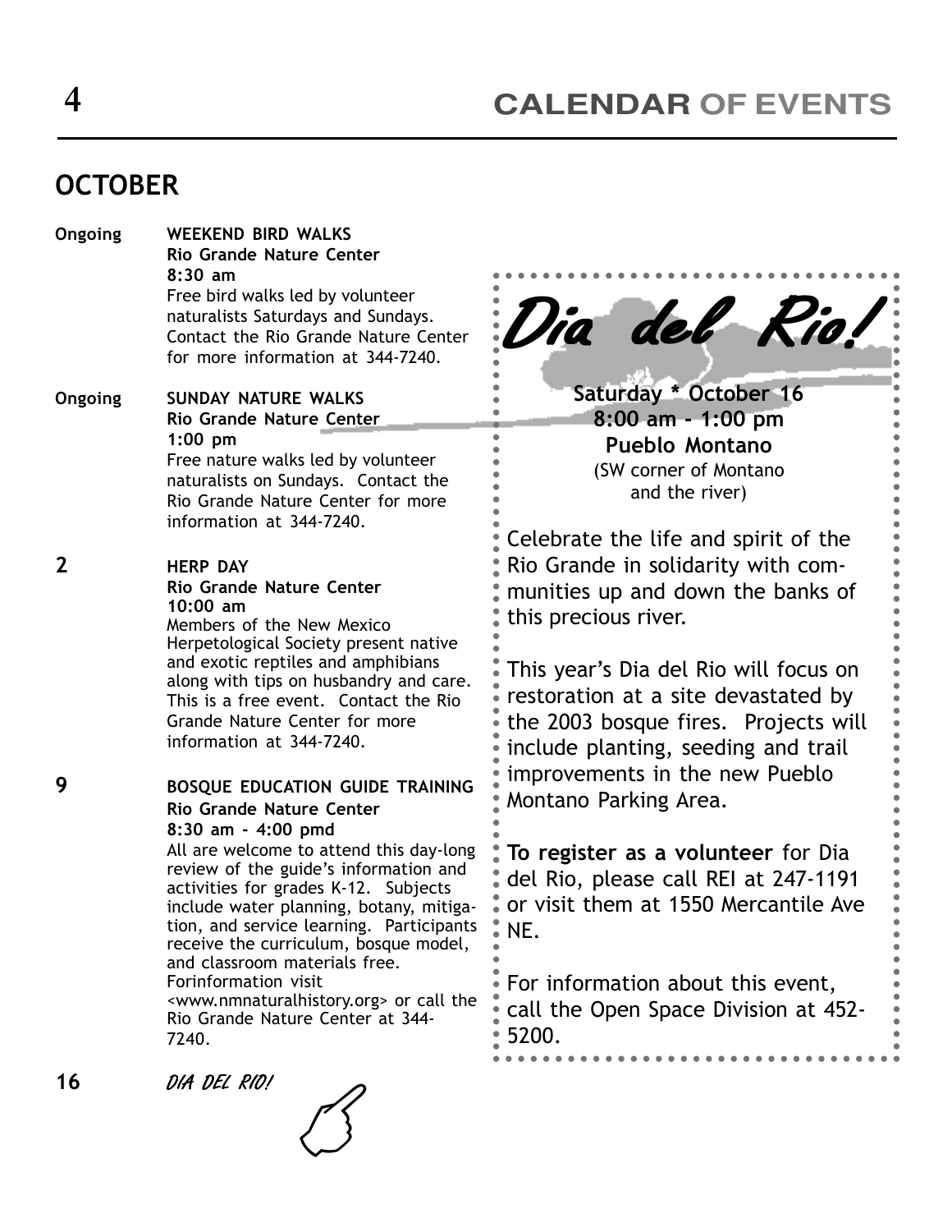# CALENDAR OF EVENTS

## OCTOBER

**Ongoing** — **WEEKEND BIRD WALKS**
**Rio Grande Nature Center**
**8:30 am**
Free bird walks led by volunteer naturalists Saturdays and Sundays. Contact the Rio Grande Nature Center for more information at 344-7240.

**Ongoing** — **SUNDAY NATURE WALKS**
**Rio Grande Nature Center**
**1:00 pm**
Free nature walks led by volunteer naturalists on Sundays. Contact the Rio Grande Nature Center for more information at 344-7240.

**2** — **HERP DAY**
**Rio Grande Nature Center**
**10:00 am**
Members of the New Mexico Herpetological Society present native and exotic reptiles and amphibians along with tips on husbandry and care. This is a free event. Contact the Rio Grande Nature Center for more information at 344-7240.

**9** — **BOSQUE EDUCATION GUIDE TRAINING**
**Rio Grande Nature Center**
**8:30 am - 4:00 pmd**
All are welcome to attend this day-long review of the guide's information and activities for grades K-12. Subjects include water planning, botany, mitigation, and service learning. Participants receive the curriculum, bosque model, and classroom materials free. Forinformation visit <www.nmnaturalhistory.org> or call the Rio Grande Nature Center at 344-7240.

**16** — *DIA DEL RIO!*

---

## *Dia del Rio!*

**Saturday * October 16**
**8:00 am - 1:00 pm**
**Pueblo Montano**
(SW corner of Montano and the river)

Celebrate the life and spirit of the Rio Grande in solidarity with communities up and down the banks of this precious river.

This year's Dia del Rio will focus on restoration at a site devastated by the 2003 bosque fires. Projects will include planting, seeding and trail improvements in the new Pueblo Montano Parking Area.

**To register as a volunteer** for Dia del Rio, please call REI at 247-1191 or visit them at 1550 Mercantile Ave NE.

For information about this event, call the Open Space Division at 452-5200.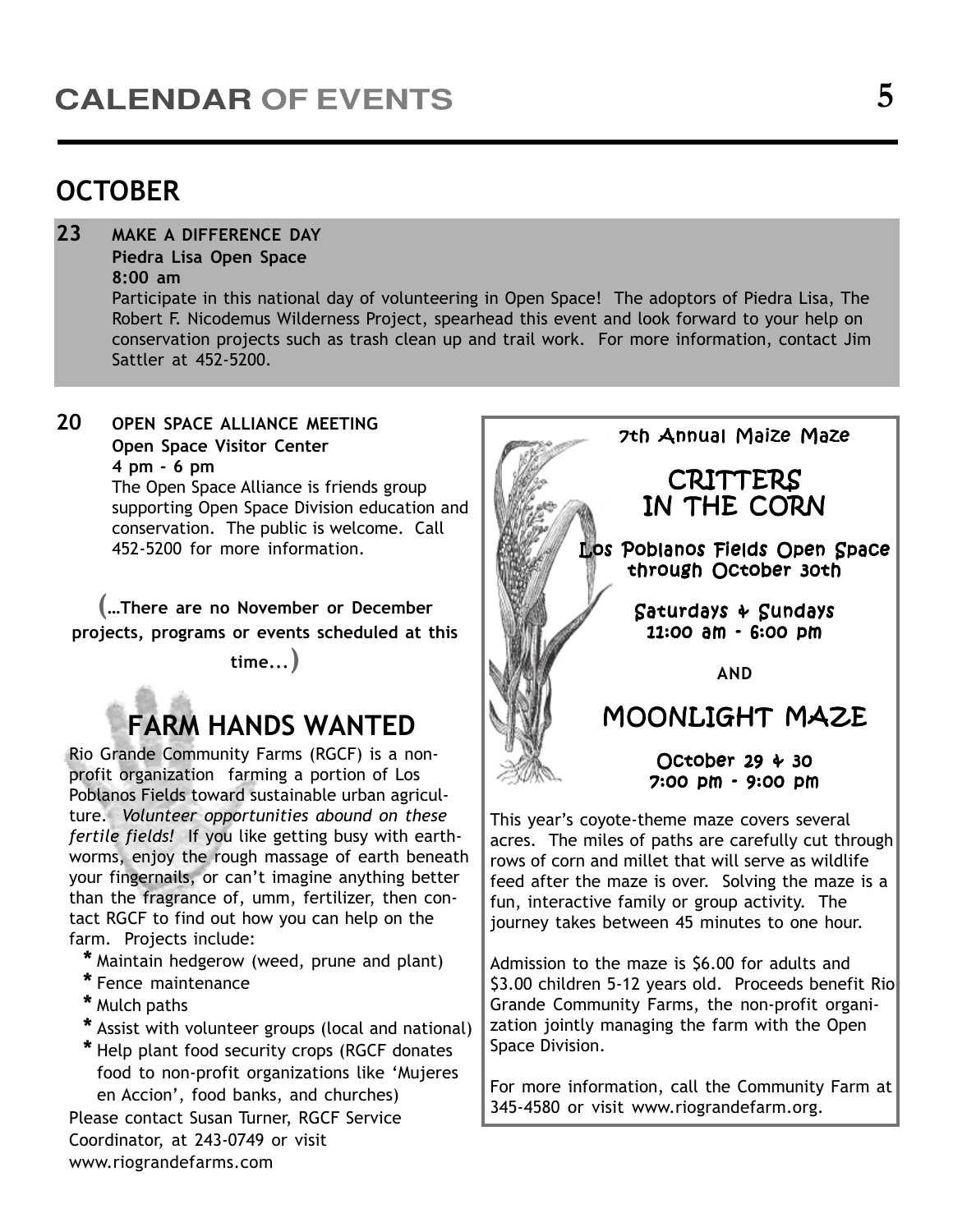# CALENDAR OF EVENTS

## OCTOBER

**23** **MAKE A DIFFERENCE DAY**
**Piedra Lisa Open Space**
**8:00 am**
Participate in this national day of volunteering in Open Space! The adoptors of Piedra Lisa, The Robert F. Nicodemus Wilderness Project, spearhead this event and look forward to your help on conservation projects such as trash clean up and trail work. For more information, contact Jim Sattler at 452-5200.

**20** **OPEN SPACE ALLIANCE MEETING**
**Open Space Visitor Center**
**4 pm - 6 pm**
The Open Space Alliance is friends group supporting Open Space Division education and conservation. The public is welcome. Call 452-5200 for more information.

**(...There are no November or December projects, programs or events scheduled at this time...)**

## FARM HANDS WANTED

Rio Grande Community Farms (RGCF) is a non-profit organization farming a portion of Los Poblanos Fields toward sustainable urban agriculture. *Volunteer opportunities abound on these fertile fields!* If you like getting busy with earthworms, enjoy the rough massage of earth beneath your fingernails, or can't imagine anything better than the fragrance of, umm, fertilizer, then contact RGCF to find out how you can help on the farm. Projects include:

* Maintain hedgerow (weed, prune and plant)
* Fence maintenance
* Mulch paths
* Assist with volunteer groups (local and national)
* Help plant food security crops (RGCF donates food to non-profit organizations like 'Mujeres en Accion', food banks, and churches)

Please contact Susan Turner, RGCF Service Coordinator, at 243-0749 or visit www.riograndefarms.com

7th Annual Maize Maze

## CRITTERS IN THE CORN

Los Poblanos Fields Open Space
through October 30th

Saturdays & Sundays
11:00 am - 6:00 pm

AND

## MOONLIGHT MAZE

October 29 & 30
7:00 pm - 9:00 pm

This year's coyote-theme maze covers several acres. The miles of paths are carefully cut through rows of corn and millet that will serve as wildlife feed after the maze is over. Solving the maze is a fun, interactive family or group activity. The journey takes between 45 minutes to one hour.

Admission to the maze is $6.00 for adults and $3.00 children 5-12 years old. Proceeds benefit Rio Grande Community Farms, the non-profit organization jointly managing the farm with the Open Space Division.

For more information, call the Community Farm at 345-4580 or visit www.riograndefarm.org.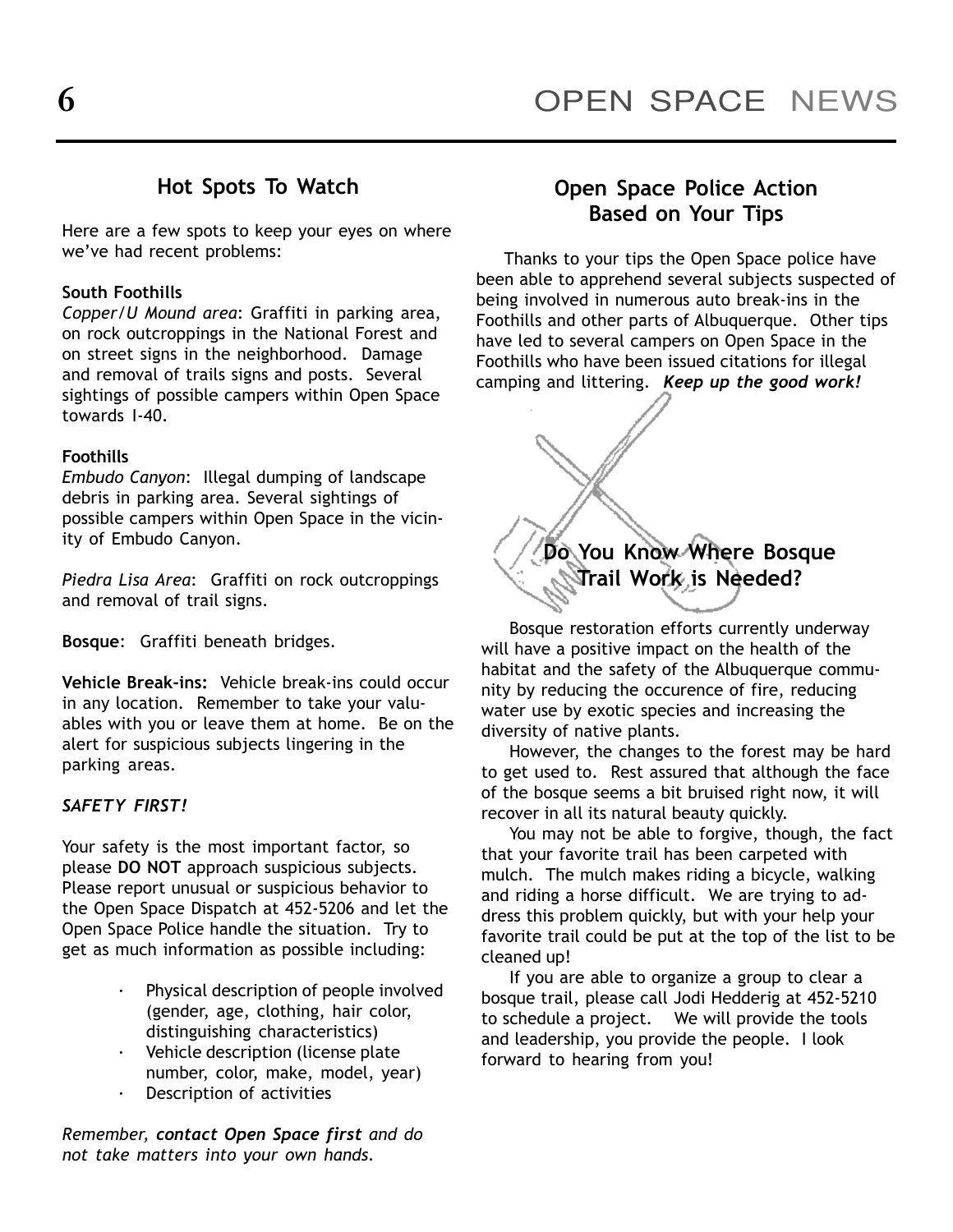## Hot Spots To Watch

Here are a few spots to keep your eyes on where we've had recent problems:

**South Foothills**

*Copper/U Mound area*: Graffiti in parking area, on rock outcroppings in the National Forest and on street signs in the neighborhood. Damage and removal of trails signs and posts. Several sightings of possible campers within Open Space towards I-40.

**Foothills**

*Embudo Canyon*: Illegal dumping of landscape debris in parking area. Several sightings of possible campers within Open Space in the vicinity of Embudo Canyon.

*Piedra Lisa Area*: Graffiti on rock outcroppings and removal of trail signs.

**Bosque**: Graffiti beneath bridges.

**Vehicle Break-ins:** Vehicle break-ins could occur in any location. Remember to take your valuables with you or leave them at home. Be on the alert for suspicious subjects lingering in the parking areas.

***SAFETY FIRST!***

Your safety is the most important factor, so please **DO NOT** approach suspicious subjects. Please report unusual or suspicious behavior to the Open Space Dispatch at 452-5206 and let the Open Space Police handle the situation. Try to get as much information as possible including:

- Physical description of people involved (gender, age, clothing, hair color, distinguishing characteristics)
- Vehicle description (license plate number, color, make, model, year)
- Description of activities

*Remember, **contact Open Space first** and do not take matters into your own hands.*

## Open Space Police Action Based on Your Tips

Thanks to your tips the Open Space police have been able to apprehend several subjects suspected of being involved in numerous auto break-ins in the Foothills and other parts of Albuquerque. Other tips have led to several campers on Open Space in the Foothills who have been issued citations for illegal camping and littering. ***Keep up the good work!***

## Do You Know Where Bosque Trail Work is Needed?

Bosque restoration efforts currently underway will have a positive impact on the health of the habitat and the safety of the Albuquerque community by reducing the occurence of fire, reducing water use by exotic species and increasing the diversity of native plants.

However, the changes to the forest may be hard to get used to. Rest assured that although the face of the bosque seems a bit bruised right now, it will recover in all its natural beauty quickly.

You may not be able to forgive, though, the fact that your favorite trail has been carpeted with mulch. The mulch makes riding a bicycle, walking and riding a horse difficult. We are trying to address this problem quickly, but with your help your favorite trail could be put at the top of the list to be cleaned up!

If you are able to organize a group to clear a bosque trail, please call Jodi Hedderig at 452-5210 to schedule a project. We will provide the tools and leadership, you provide the people. I look forward to hearing from you!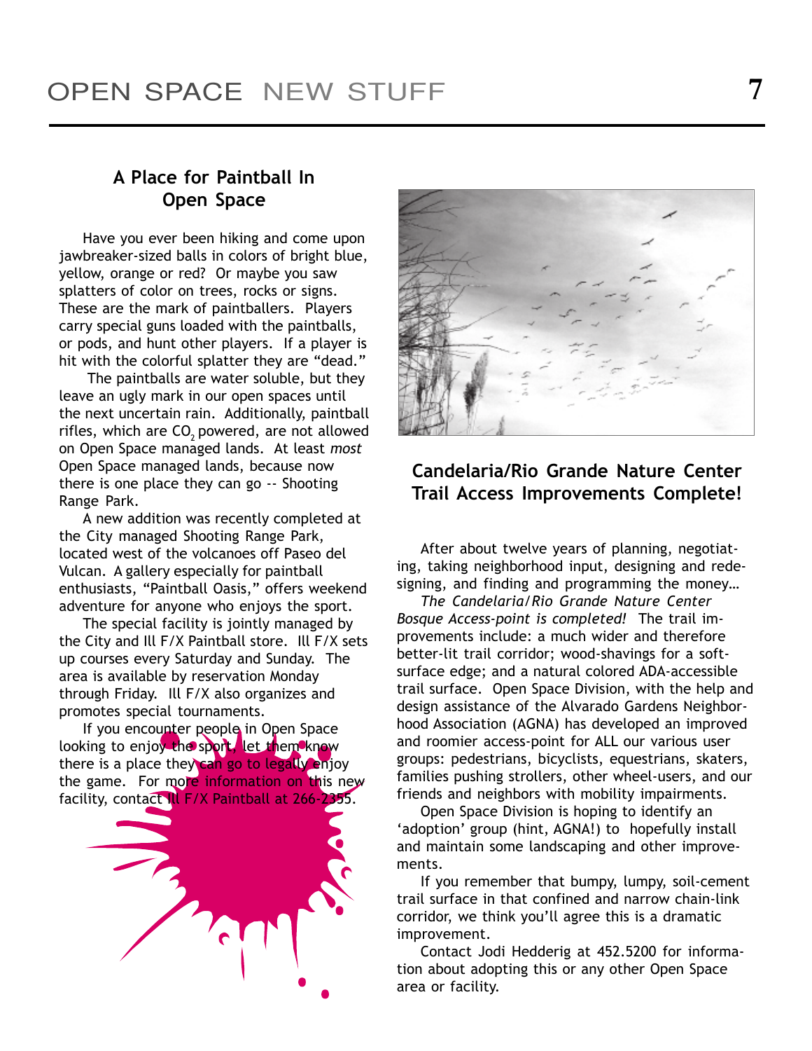# OPEN SPACE NEW STUFF

## A Place for Paintball In Open Space

Have you ever been hiking and come upon jawbreaker-sized balls in colors of bright blue, yellow, orange or red? Or maybe you saw splatters of color on trees, rocks or signs. These are the mark of paintballers. Players carry special guns loaded with the paintballs, or pods, and hunt other players. If a player is hit with the colorful splatter they are "dead."

The paintballs are water soluble, but they leave an ugly mark in our open spaces until the next uncertain rain. Additionally, paintball rifles, which are $CO_2$ powered, are not allowed on Open Space managed lands. At least *most* Open Space managed lands, because now there is one place they can go -- Shooting Range Park.

A new addition was recently completed at the City managed Shooting Range Park, located west of the volcanoes off Paseo del Vulcan. A gallery especially for paintball enthusiasts, "Paintball Oasis," offers weekend adventure for anyone who enjoys the sport.

The special facility is jointly managed by the City and Ill F/X Paintball store. Ill F/X sets up courses every Saturday and Sunday. The area is available by reservation Monday through Friday. Ill F/X also organizes and promotes special tournaments.

If you encounter people in Open Space looking to enjoy the sport, let them know there is a place they can go to legally enjoy the game. For more information on this new facility, contact Ill F/X Paintball at 266-2355.

## Candelaria/Rio Grande Nature Center Trail Access Improvements Complete!

After about twelve years of planning, negotiating, taking neighborhood input, designing and redesigning, and finding and programming the money…

*The Candelaria/Rio Grande Nature Center Bosque Access-point is completed!* The trail improvements include: a much wider and therefore better-lit trail corridor; wood-shavings for a soft-surface edge; and a natural colored ADA-accessible trail surface. Open Space Division, with the help and design assistance of the Alvarado Gardens Neighborhood Association (AGNA) has developed an improved and roomier access-point for ALL our various user groups: pedestrians, bicyclists, equestrians, skaters, families pushing strollers, other wheel-users, and our friends and neighbors with mobility impairments.

Open Space Division is hoping to identify an 'adoption' group (hint, AGNA!) to hopefully install and maintain some landscaping and other improvements.

If you remember that bumpy, lumpy, soil-cement trail surface in that confined and narrow chain-link corridor, we think you'll agree this is a dramatic improvement.

Contact Jodi Hedderig at 452.5200 for information about adopting this or any other Open Space area or facility.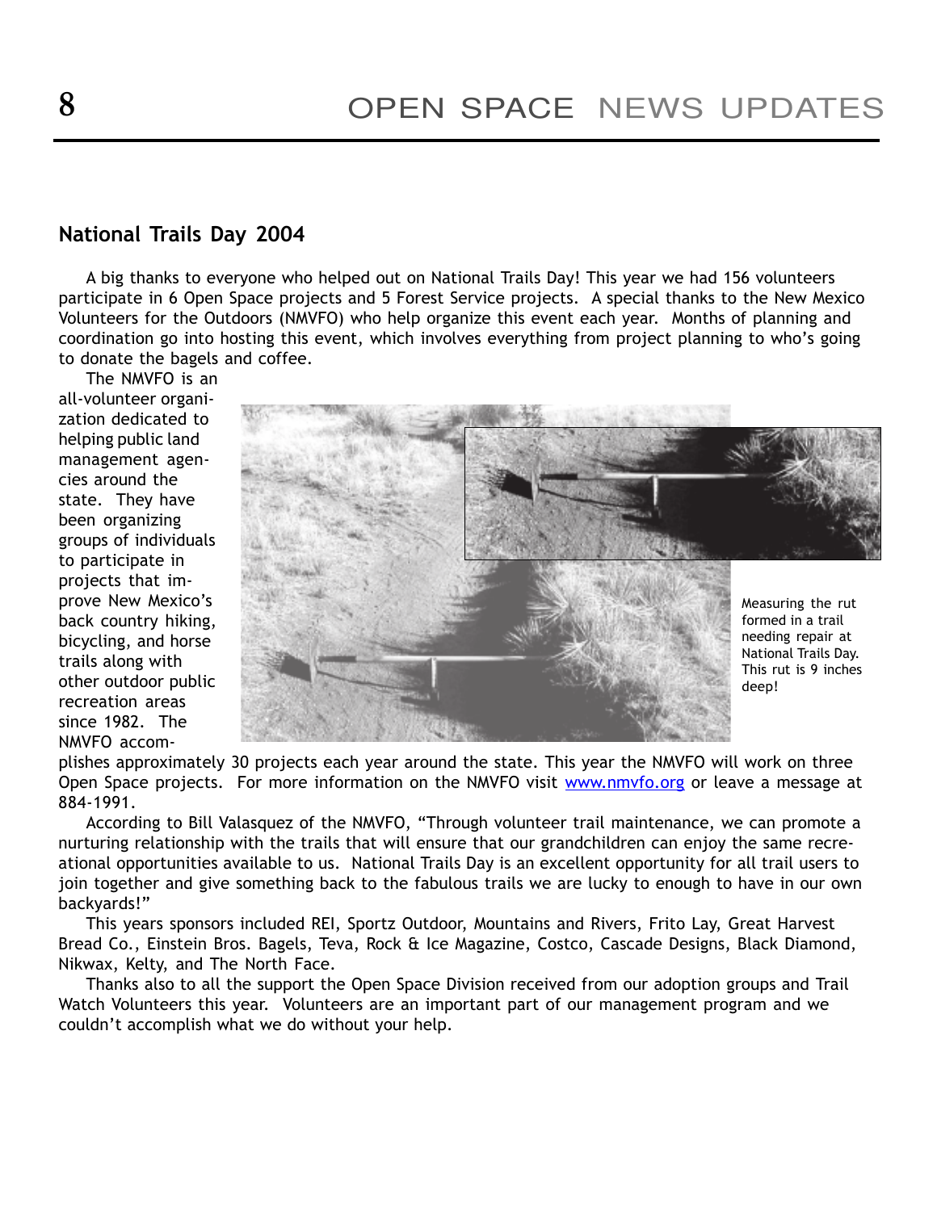## National Trails Day 2004

A big thanks to everyone who helped out on National Trails Day! This year we had 156 volunteers participate in 6 Open Space projects and 5 Forest Service projects. A special thanks to the New Mexico Volunteers for the Outdoors (NMVFO) who help organize this event each year. Months of planning and coordination go into hosting this event, which involves everything from project planning to who's going to donate the bagels and coffee.

The NMVFO is an all-volunteer organization dedicated to helping public land management agencies around the state. They have been organizing groups of individuals to participate in projects that improve New Mexico's back country hiking, bicycling, and horse trails along with other outdoor public recreation areas since 1982. The NMVFO accomplishes approximately 30 projects each year around the state. This year the NMVFO will work on three Open Space projects. For more information on the NMVFO visit www.nmvfo.org or leave a message at 884-1991.

Measuring the rut formed in a trail needing repair at National Trails Day. This rut is 9 inches deep!

According to Bill Valasquez of the NMVFO, "Through volunteer trail maintenance, we can promote a nurturing relationship with the trails that will ensure that our grandchildren can enjoy the same recreational opportunities available to us. National Trails Day is an excellent opportunity for all trail users to join together and give something back to the fabulous trails we are lucky to enough to have in our own backyards!"

This years sponsors included REI, Sportz Outdoor, Mountains and Rivers, Frito Lay, Great Harvest Bread Co., Einstein Bros. Bagels, Teva, Rock & Ice Magazine, Costco, Cascade Designs, Black Diamond, Nikwax, Kelty, and The North Face.

Thanks also to all the support the Open Space Division received from our adoption groups and Trail Watch Volunteers this year. Volunteers are an important part of our management program and we couldn't accomplish what we do without your help.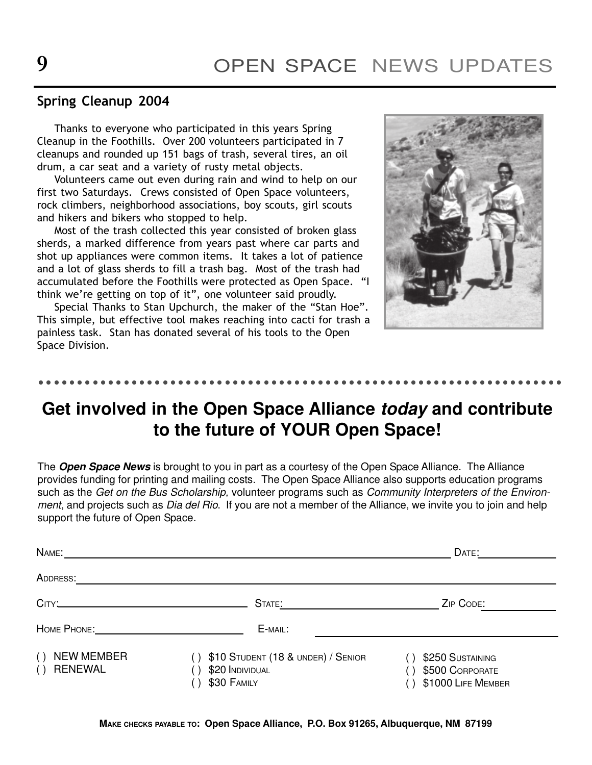# OPEN SPACE NEWS UPDATES

## Spring Cleanup 2004

Thanks to everyone who participated in this years Spring Cleanup in the Foothills. Over 200 volunteers participated in 7 cleanups and rounded up 151 bags of trash, several tires, an oil drum, a car seat and a variety of rusty metal objects.

Volunteers came out even during rain and wind to help on our first two Saturdays. Crews consisted of Open Space volunteers, rock climbers, neighborhood associations, boy scouts, girl scouts and hikers and bikers who stopped to help.

Most of the trash collected this year consisted of broken glass sherds, a marked difference from years past where car parts and shot up appliances were common items. It takes a lot of patience and a lot of glass sherds to fill a trash bag. Most of the trash had accumulated before the Foothills were protected as Open Space. "I think we're getting on top of it", one volunteer said proudly.

Special Thanks to Stan Upchurch, the maker of the "Stan Hoe". This simple, but effective tool makes reaching into cacti for trash a painless task. Stan has donated several of his tools to the Open Space Division.

## Get involved in the Open Space Alliance *today* and contribute to the future of YOUR Open Space!

The ***Open Space News*** is brought to you in part as a courtesy of the Open Space Alliance. The Alliance provides funding for printing and mailing costs. The Open Space Alliance also supports education programs such as the *Get on the Bus Scholarship,* volunteer programs such as *Community Interpreters of the Environment*, and projects such as *Dia del Rio*. If you are not a member of the Alliance, we invite you to join and help support the future of Open Space.

NAME: ______________________________ DATE: ____________

ADDRESS: ______________________________

CITY: ______________ STATE: ______________ ZIP CODE: ____________

HOME PHONE: ______________ E-MAIL: ______________

( ) NEW MEMBER
( ) RENEWAL

( ) $10 STUDENT (18 & UNDER) / SENIOR
( ) $20 INDIVIDUAL
( ) $30 FAMILY

( ) $250 SUSTAINING
( ) $500 CORPORATE
( ) $1000 LIFE MEMBER

**MAKE CHECKS PAYABLE TO: Open Space Alliance, P.O. Box 91265, Albuquerque, NM 87199**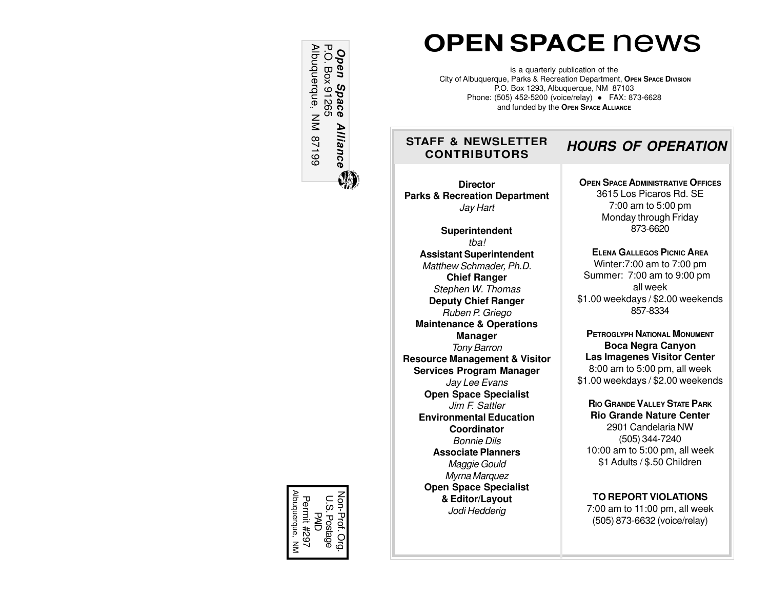Open Space Alliance
P.O. Box 91265
Albuquerque, NM 87199

Non-Prof. Org.
U.S. Postage
PAID
Permit #297
Albuquerque, NM

# OPEN SPACE news

is a quarterly publication of the
City of Albuquerque, Parks & Recreation Department, **Open Space Division**
P.O. Box 1293, Albuquerque, NM 87103
Phone: (505) 452-5200 (voice/relay) ● FAX: 873-6628
and funded by the **Open Space Alliance**

## STAFF & NEWSLETTER CONTRIBUTORS

**Director**
**Parks & Recreation Department**
*Jay Hart*

**Superintendent**
*tba!*

**Assistant Superintendent**
*Matthew Schmader, Ph.D.*

**Chief Ranger**
*Stephen W. Thomas*

**Deputy Chief Ranger**
*Ruben P. Griego*

**Maintenance & Operations Manager**
*Tony Barron*

**Resource Management & Visitor Services Program Manager**
*Jay Lee Evans*

**Open Space Specialist**
*Jim F. Sattler*

**Environmental Education Coordinator**
*Bonnie Dils*

**Associate Planners**
*Maggie Gould*
*Myrna Marquez*

**Open Space Specialist & Editor/Layout**
*Jodi Hedderig*

## HOURS OF OPERATION

**Open Space Administrative Offices**
3615 Los Picaros Rd. SE
7:00 am to 5:00 pm
Monday through Friday
873-6620

**Elena Gallegos Picnic Area**
Winter:7:00 am to 7:00 pm
Summer: 7:00 am to 9:00 pm
all week
$1.00 weekdays / $2.00 weekends
857-8334

**Petroglyph National Monument**
**Boca Negra Canyon**
**Las Imagenes Visitor Center**
8:00 am to 5:00 pm, all week
$1.00 weekdays / $2.00 weekends

**Rio Grande Valley State Park**
**Rio Grande Nature Center**
2901 Candelaria NW
(505) 344-7240
10:00 am to 5:00 pm, all week
$1 Adults / $.50 Children

**TO REPORT VIOLATIONS**
7:00 am to 11:00 pm, all week
(505) 873-6632 (voice/relay)